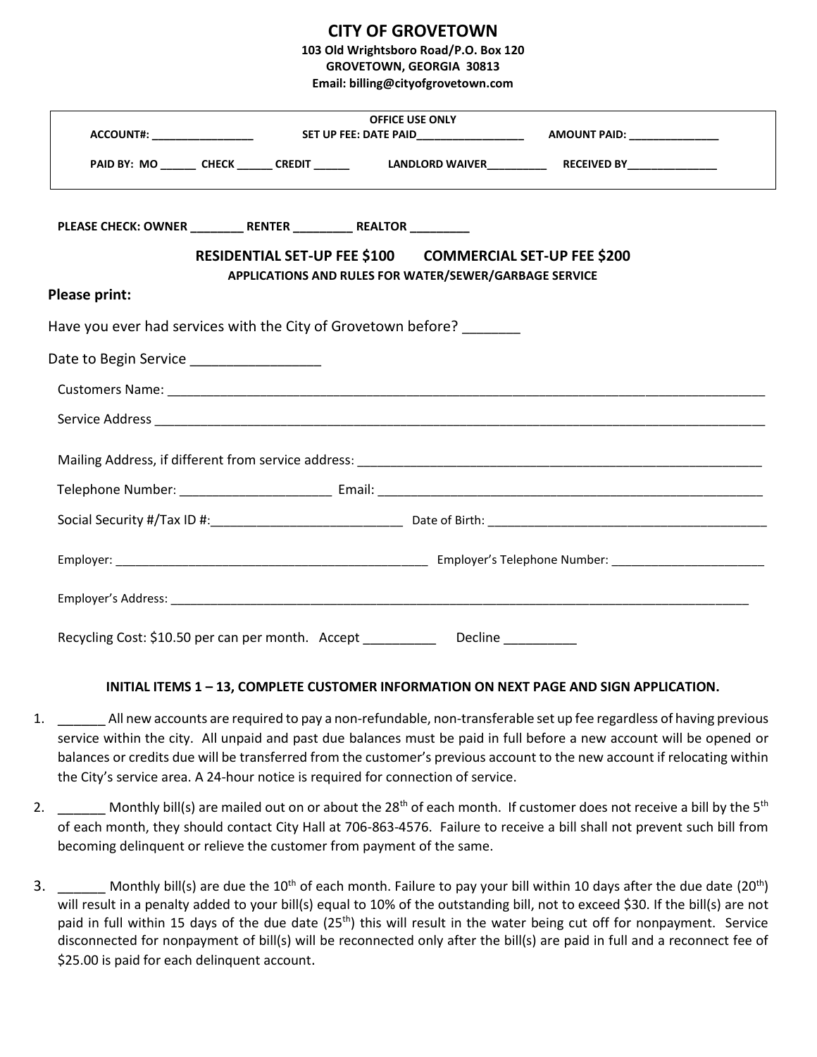# CITY OF GROVETOWN

**103 Old Wrightsboro Road/P.O. Box 120**
**GROVETOWN, GEORGIA 30813**
**Email: billing@cityofgrovetown.com**

---

**OFFICE USE ONLY**

**ACCOUNT#: ________________** **SET UP FEE: DATE PAID________________** **AMOUNT PAID: ______________**

**PAID BY: MO ______ CHECK ______ CREDIT ______** **LANDLORD WAIVER_________** **RECEIVED BY______________**

---

**PLEASE CHECK: OWNER ________ RENTER ________ REALTOR ________**

**RESIDENTIAL SET-UP FEE $100 COMMERCIAL SET-UP FEE $200**

**APPLICATIONS AND RULES FOR WATER/SEWER/GARBAGE SERVICE**

**Please print:**

Have you ever had services with the City of Grovetown before? _______

Date to Begin Service ________________

Customers Name: ________________________________________________

Service Address ________________________________________________

Mailing Address, if different from service address: ________________________________

Telephone Number: ____________________ Email: ________________________________

Social Security #/Tax ID #:__________________________ Date of Birth: ________________________

Employer: ________________________________ Employer's Telephone Number: ______________________

Employer's Address: ________________________________________________

Recycling Cost: $10.50 per can per month. Accept __________ Decline __________

**INITIAL ITEMS 1 – 13, COMPLETE CUSTOMER INFORMATION ON NEXT PAGE AND SIGN APPLICATION.**

1. ______ All new accounts are required to pay a non-refundable, non-transferable set up fee regardless of having previous service within the city. All unpaid and past due balances must be paid in full before a new account will be opened or balances or credits due will be transferred from the customer's previous account to the new account if relocating within the City's service area. A 24-hour notice is required for connection of service.

2. ______ Monthly bill(s) are mailed out on or about the 28th of each month. If customer does not receive a bill by the 5th of each month, they should contact City Hall at 706-863-4576. Failure to receive a bill shall not prevent such bill from becoming delinquent or relieve the customer from payment of the same.

3. ______ Monthly bill(s) are due the 10th of each month. Failure to pay your bill within 10 days after the due date (20th) will result in a penalty added to your bill(s) equal to 10% of the outstanding bill, not to exceed $30. If the bill(s) are not paid in full within 15 days of the due date (25th) this will result in the water being cut off for nonpayment. Service disconnected for nonpayment of bill(s) will be reconnected only after the bill(s) are paid in full and a reconnect fee of $25.00 is paid for each delinquent account.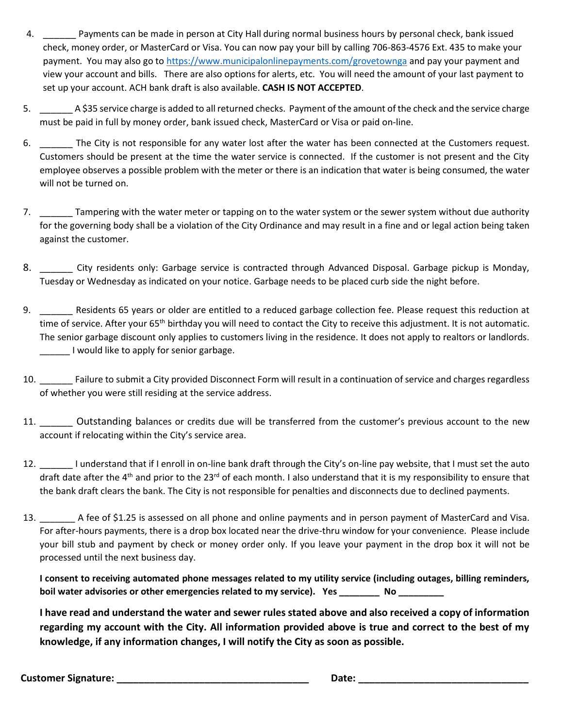4. ______ Payments can be made in person at City Hall during normal business hours by personal check, bank issued check, money order, or MasterCard or Visa. You can now pay your bill by calling 706-863-4576 Ext. 435 to make your payment. You may also go to https://www.municipalonlinepayments.com/grovetownga and pay your payment and view your account and bills. There are also options for alerts, etc. You will need the amount of your last payment to set up your account. ACH bank draft is also available. **CASH IS NOT ACCEPTED**.

5. ______ A $35 service charge is added to all returned checks. Payment of the amount of the check and the service charge must be paid in full by money order, bank issued check, MasterCard or Visa or paid on-line.

6. ______ The City is not responsible for any water lost after the water has been connected at the Customers request. Customers should be present at the time the water service is connected. If the customer is not present and the City employee observes a possible problem with the meter or there is an indication that water is being consumed, the water will not be turned on.

7. ______ Tampering with the water meter or tapping on to the water system or the sewer system without due authority for the governing body shall be a violation of the City Ordinance and may result in a fine and or legal action being taken against the customer.

8. ______ City residents only: Garbage service is contracted through Advanced Disposal. Garbage pickup is Monday, Tuesday or Wednesday as indicated on your notice. Garbage needs to be placed curb side the night before.

9. ______ Residents 65 years or older are entitled to a reduced garbage collection fee. Please request this reduction at time of service. After your 65th birthday you will need to contact the City to receive this adjustment. It is not automatic. The senior garbage discount only applies to customers living in the residence. It does not apply to realtors or landlords.
   ______ I would like to apply for senior garbage.

10. ______ Failure to submit a City provided Disconnect Form will result in a continuation of service and charges regardless of whether you were still residing at the service address.

11. ______ Outstanding balances or credits due will be transferred from the customer's previous account to the new account if relocating within the City's service area.

12. ______ I understand that if I enroll in on-line bank draft through the City's on-line pay website, that I must set the auto draft date after the 4th and prior to the 23rd of each month. I also understand that it is my responsibility to ensure that the bank draft clears the bank. The City is not responsible for penalties and disconnects due to declined payments.

13. _______ A fee of $1.25 is assessed on all phone and online payments and in person payment of MasterCard and Visa. For after-hours payments, there is a drop box located near the drive-thru window for your convenience. Please include your bill stub and payment by check or money order only. If you leave your payment in the drop box it will not be processed until the next business day.

**I consent to receiving automated phone messages related to my utility service (including outages, billing reminders, boil water advisories or other emergencies related to my service). Yes ________ No _________**

**I have read and understand the water and sewer rules stated above and also received a copy of information regarding my account with the City. All information provided above is true and correct to the best of my knowledge, if any information changes, I will notify the City as soon as possible.**

**Customer Signature: ____________________________________** **Date: ________________________________**